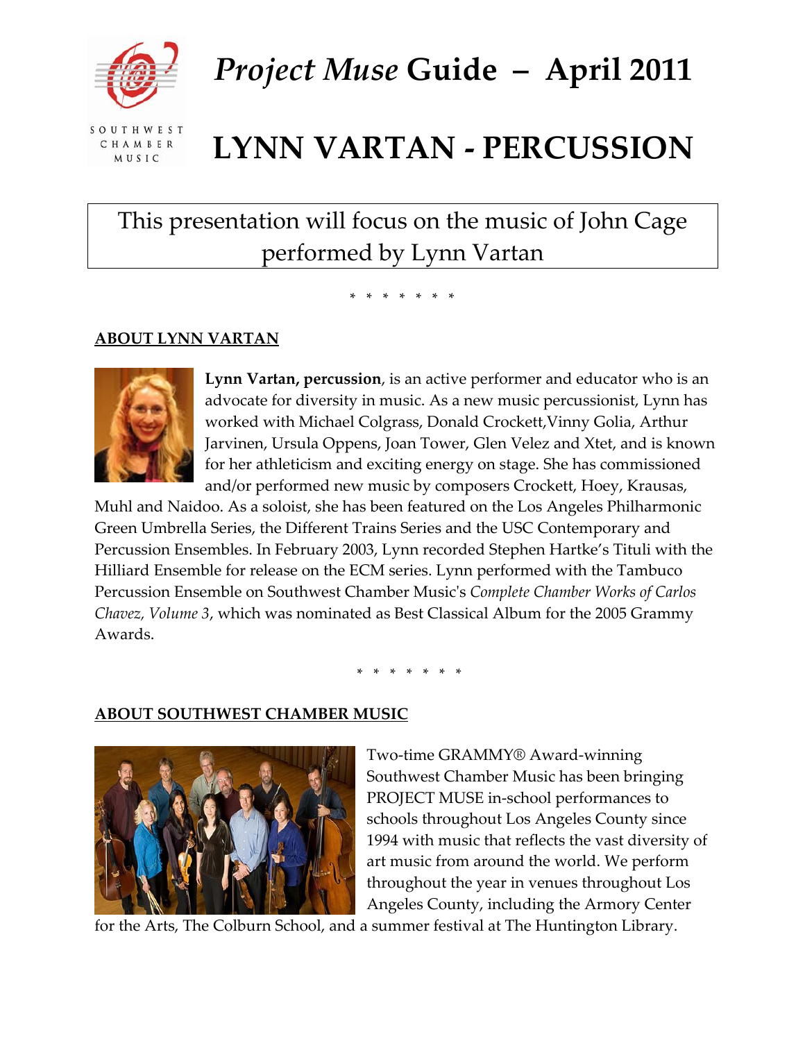# *Project Muse* Guide – April 2011

# LYNN VARTAN - PERCUSSION

This presentation will focus on the music of John Cage performed by Lynn Vartan

\* \* \* \* \* \* \*

## ABOUT LYNN VARTAN

**Lynn Vartan, percussion**, is an active performer and educator who is an advocate for diversity in music. As a new music percussionist, Lynn has worked with Michael Colgrass, Donald Crockett,Vinny Golia, Arthur Jarvinen, Ursula Oppens, Joan Tower, Glen Velez and Xtet, and is known for her athleticism and exciting energy on stage. She has commissioned and/or performed new music by composers Crockett, Hoey, Krausas, Muhl and Naidoo. As a soloist, she has been featured on the Los Angeles Philharmonic Green Umbrella Series, the Different Trains Series and the USC Contemporary and Percussion Ensembles. In February 2003, Lynn recorded Stephen Hartke's Tituli with the Hilliard Ensemble for release on the ECM series. Lynn performed with the Tambuco Percussion Ensemble on Southwest Chamber Music's *Complete Chamber Works of Carlos Chavez, Volume 3*, which was nominated as Best Classical Album for the 2005 Grammy Awards.

\* \* \* \* \* \* \*

## ABOUT SOUTHWEST CHAMBER MUSIC

Two-time GRAMMY® Award-winning Southwest Chamber Music has been bringing PROJECT MUSE in-school performances to schools throughout Los Angeles County since 1994 with music that reflects the vast diversity of art music from around the world. We perform throughout the year in venues throughout Los Angeles County, including the Armory Center for the Arts, The Colburn School, and a summer festival at The Huntington Library.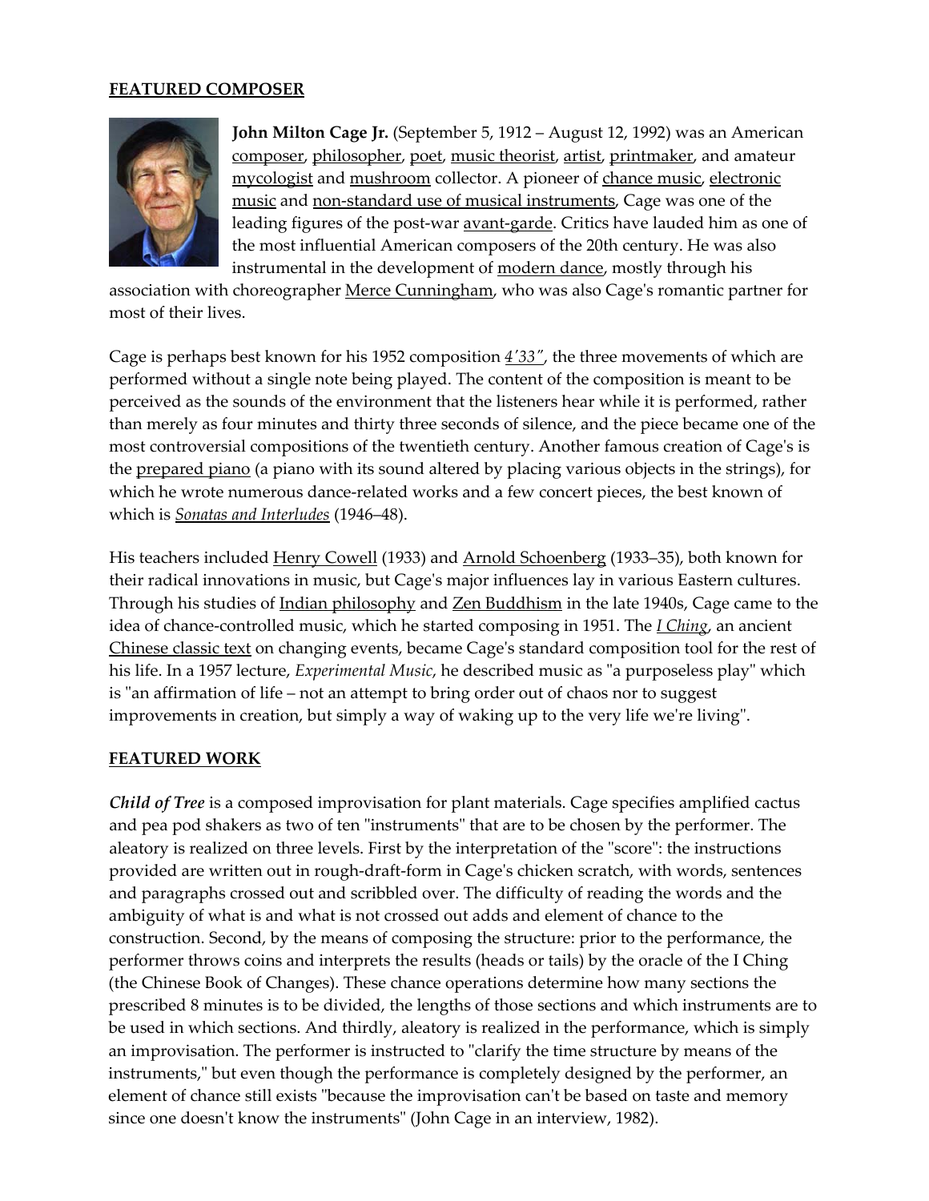## FEATURED COMPOSER

**John Milton Cage Jr.** (September 5, 1912 – August 12, 1992) was an American composer, philosopher, poet, music theorist, artist, printmaker, and amateur mycologist and mushroom collector. A pioneer of chance music, electronic music and non-standard use of musical instruments, Cage was one of the leading figures of the post-war avant-garde. Critics have lauded him as one of the most influential American composers of the 20th century. He was also instrumental in the development of modern dance, mostly through his association with choreographer Merce Cunningham, who was also Cage's romantic partner for most of their lives.

Cage is perhaps best known for his 1952 composition *4′33″*, the three movements of which are performed without a single note being played. The content of the composition is meant to be perceived as the sounds of the environment that the listeners hear while it is performed, rather than merely as four minutes and thirty three seconds of silence, and the piece became one of the most controversial compositions of the twentieth century. Another famous creation of Cage's is the prepared piano (a piano with its sound altered by placing various objects in the strings), for which he wrote numerous dance-related works and a few concert pieces, the best known of which is *Sonatas and Interludes* (1946–48).

His teachers included Henry Cowell (1933) and Arnold Schoenberg (1933–35), both known for their radical innovations in music, but Cage's major influences lay in various Eastern cultures. Through his studies of Indian philosophy and Zen Buddhism in the late 1940s, Cage came to the idea of chance-controlled music, which he started composing in 1951. The *I Ching*, an ancient Chinese classic text on changing events, became Cage's standard composition tool for the rest of his life. In a 1957 lecture, *Experimental Music*, he described music as "a purposeless play" which is "an affirmation of life – not an attempt to bring order out of chaos nor to suggest improvements in creation, but simply a way of waking up to the very life we're living".

## FEATURED WORK

***Child of Tree*** is a composed improvisation for plant materials. Cage specifies amplified cactus and pea pod shakers as two of ten "instruments" that are to be chosen by the performer. The aleatory is realized on three levels. First by the interpretation of the "score": the instructions provided are written out in rough-draft-form in Cage's chicken scratch, with words, sentences and paragraphs crossed out and scribbled over. The difficulty of reading the words and the ambiguity of what is and what is not crossed out adds and element of chance to the construction. Second, by the means of composing the structure: prior to the performance, the performer throws coins and interprets the results (heads or tails) by the oracle of the I Ching (the Chinese Book of Changes). These chance operations determine how many sections the prescribed 8 minutes is to be divided, the lengths of those sections and which instruments are to be used in which sections. And thirdly, aleatory is realized in the performance, which is simply an improvisation. The performer is instructed to "clarify the time structure by means of the instruments," but even though the performance is completely designed by the performer, an element of chance still exists "because the improvisation can't be based on taste and memory since one doesn't know the instruments" (John Cage in an interview, 1982).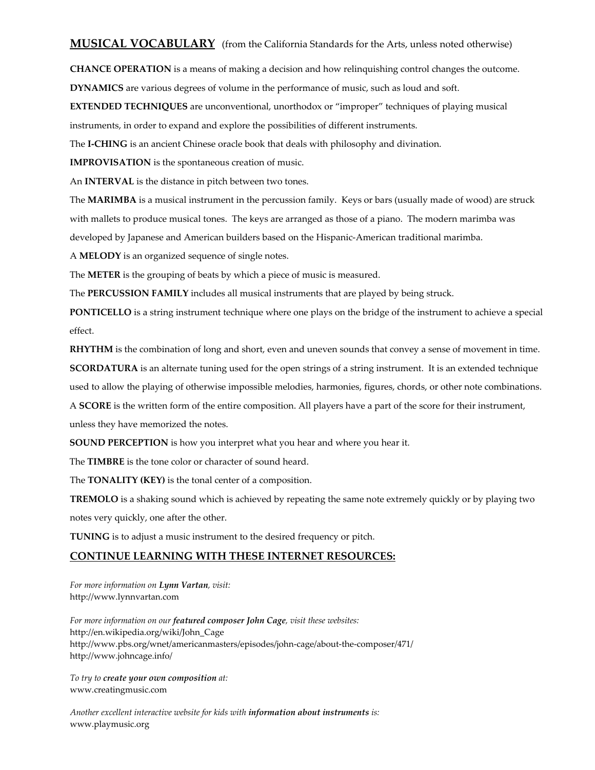## MUSICAL VOCABULARY (from the California Standards for the Arts, unless noted otherwise)

**CHANCE OPERATION** is a means of making a decision and how relinquishing control changes the outcome.

**DYNAMICS** are various degrees of volume in the performance of music, such as loud and soft.

**EXTENDED TECHNIQUES** are unconventional, unorthodox or "improper" techniques of playing musical instruments, in order to expand and explore the possibilities of different instruments.

The **I-CHING** is an ancient Chinese oracle book that deals with philosophy and divination.

**IMPROVISATION** is the spontaneous creation of music.

An **INTERVAL** is the distance in pitch between two tones.

The **MARIMBA** is a musical instrument in the percussion family. Keys or bars (usually made of wood) are struck with mallets to produce musical tones. The keys are arranged as those of a piano. The modern marimba was developed by Japanese and American builders based on the Hispanic-American traditional marimba.

A **MELODY** is an organized sequence of single notes.

The **METER** is the grouping of beats by which a piece of music is measured.

The **PERCUSSION FAMILY** includes all musical instruments that are played by being struck.

**PONTICELLO** is a string instrument technique where one plays on the bridge of the instrument to achieve a special effect.

**RHYTHM** is the combination of long and short, even and uneven sounds that convey a sense of movement in time.

**SCORDATURA** is an alternate tuning used for the open strings of a string instrument. It is an extended technique used to allow the playing of otherwise impossible melodies, harmonies, figures, chords, or other note combinations.

A **SCORE** is the written form of the entire composition. All players have a part of the score for their instrument, unless they have memorized the notes.

**SOUND PERCEPTION** is how you interpret what you hear and where you hear it.

The **TIMBRE** is the tone color or character of sound heard.

The **TONALITY (KEY)** is the tonal center of a composition.

**TREMOLO** is a shaking sound which is achieved by repeating the same note extremely quickly or by playing two notes very quickly, one after the other.

**TUNING** is to adjust a music instrument to the desired frequency or pitch.

## CONTINUE LEARNING WITH THESE INTERNET RESOURCES:

*For more information on **Lynn Vartan**, visit:*
http://www.lynnvartan.com

*For more information on our **featured composer John Cage**, visit these websites:*
http://en.wikipedia.org/wiki/John_Cage
http://www.pbs.org/wnet/americanmasters/episodes/john-cage/about-the-composer/471/
http://www.johncage.info/

*To try to **create your own composition** at:*
www.creatingmusic.com

*Another excellent interactive website for kids with **information about instruments** is:*
www.playmusic.org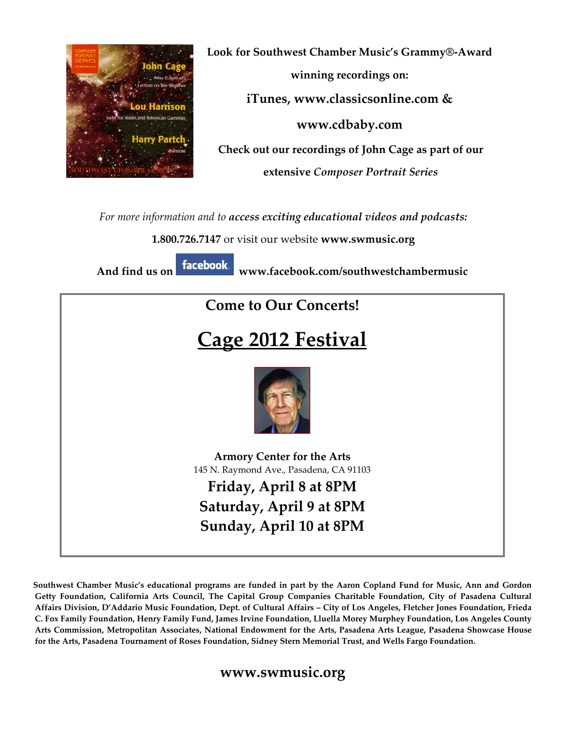**Look for Southwest Chamber Music's Grammy®-Award winning recordings on:**

**iTunes, www.classicsonline.com & www.cdbaby.com**

**Check out our recordings of John Cage as part of our extensive *Composer Portrait Series***

*For more information and to* ***access exciting educational videos and podcasts:***

**1.800.726.7147** or visit our website **www.swmusic.org**

**And find us on** facebook **www.facebook.com/southwestchambermusic**

## Come to Our Concerts!

# Cage 2012 Festival

**Armory Center for the Arts**
145 N. Raymond Ave., Pasadena, CA 91103

**Friday, April 8 at 8PM**
**Saturday, April 9 at 8PM**
**Sunday, April 10 at 8PM**

**Southwest Chamber Music's educational programs are funded in part by the Aaron Copland Fund for Music, Ann and Gordon Getty Foundation, California Arts Council, The Capital Group Companies Charitable Foundation, City of Pasadena Cultural Affairs Division, D'Addario Music Foundation, Dept. of Cultural Affairs – City of Los Angeles, Fletcher Jones Foundation, Frieda C. Fox Family Foundation, Henry Family Fund, James Irvine Foundation, Lluella Morey Murphey Foundation, Los Angeles County Arts Commission, Metropolitan Associates, National Endowment for the Arts, Pasadena Arts League, Pasadena Showcase House for the Arts, Pasadena Tournament of Roses Foundation, Sidney Stern Memorial Trust, and Wells Fargo Foundation.**

**www.swmusic.org**